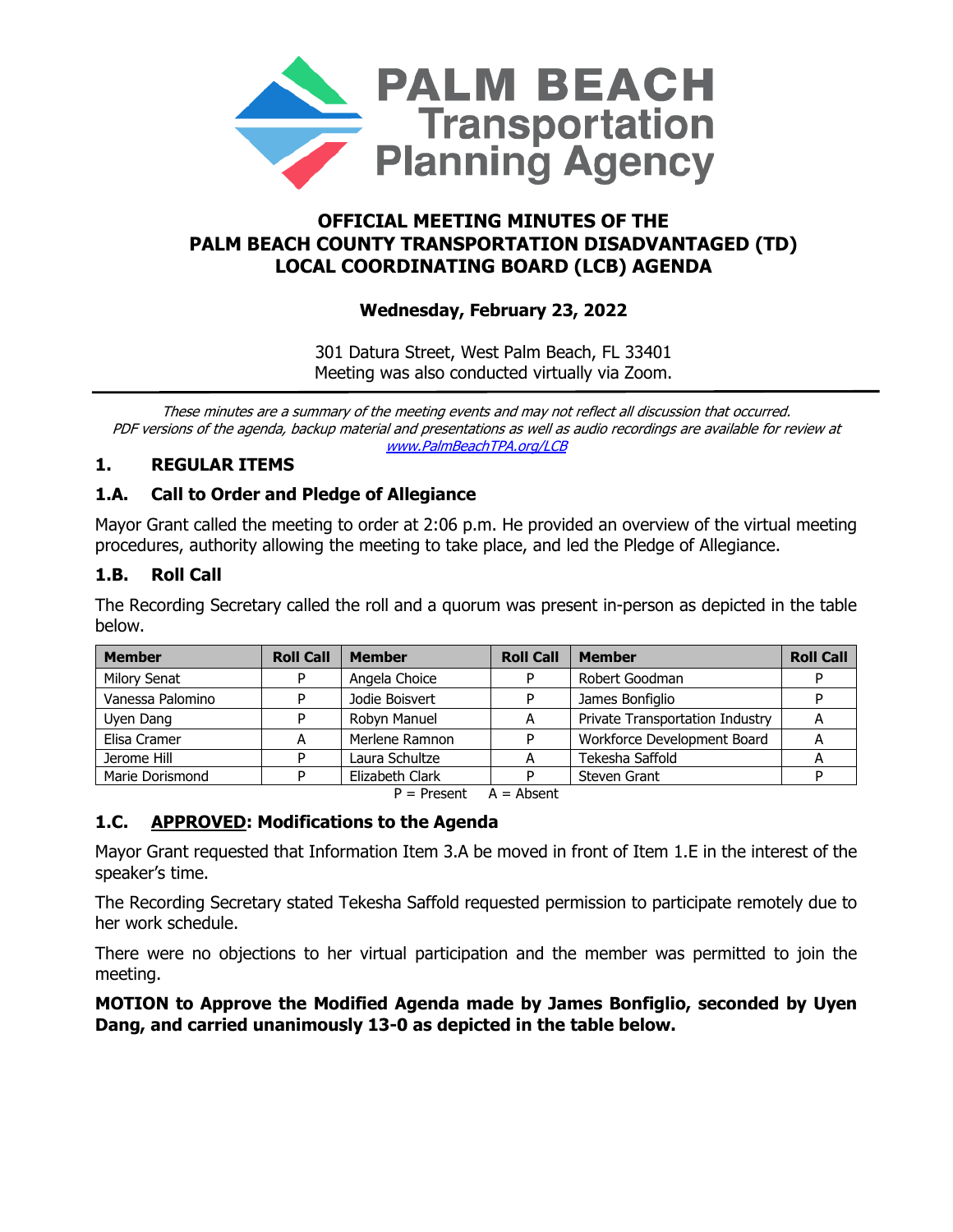# PALM BEACH Transportation Planning Agency

## OFFICIAL MEETING MINUTES OF THE PALM BEACH COUNTY TRANSPORTATION DISADVANTAGED (TD) LOCAL COORDINATING BOARD (LCB) AGENDA

**Wednesday, February 23, 2022**

301 Datura Street, West Palm Beach, FL 33401
Meeting was also conducted virtually via Zoom.

*These minutes are a summary of the meeting events and may not reflect all discussion that occurred. PDF versions of the agenda, backup material and presentations as well as audio recordings are available for review at [www.PalmBeachTPA.org/LCB](www.PalmBeachTPA.org/LCB)*

## 1. REGULAR ITEMS

### 1.A. Call to Order and Pledge of Allegiance

Mayor Grant called the meeting to order at 2:06 p.m. He provided an overview of the virtual meeting procedures, authority allowing the meeting to take place, and led the Pledge of Allegiance.

### 1.B. Roll Call

The Recording Secretary called the roll and a quorum was present in-person as depicted in the table below.

| Member | Roll Call | Member | Roll Call | Member | Roll Call |
|---|---|---|---|---|---|
| Milory Senat | P | Angela Choice | P | Robert Goodman | P |
| Vanessa Palomino | P | Jodie Boisvert | P | James Bonfiglio | P |
| Uyen Dang | P | Robyn Manuel | A | Private Transportation Industry | A |
| Elisa Cramer | A | Merlene Ramnon | P | Workforce Development Board | A |
| Jerome Hill | P | Laura Schultze | A | Tekesha Saffold | A |
| Marie Dorismond | P | Elizabeth Clark | P | Steven Grant | P |

P = Present A = Absent

### 1.C. <u>APPROVED</u>: Modifications to the Agenda

Mayor Grant requested that Information Item 3.A be moved in front of Item 1.E in the interest of the speaker's time.

The Recording Secretary stated Tekesha Saffold requested permission to participate remotely due to her work schedule.

There were no objections to her virtual participation and the member was permitted to join the meeting.

**MOTION to Approve the Modified Agenda made by James Bonfiglio, seconded by Uyen Dang, and carried unanimously 13-0 as depicted in the table below.**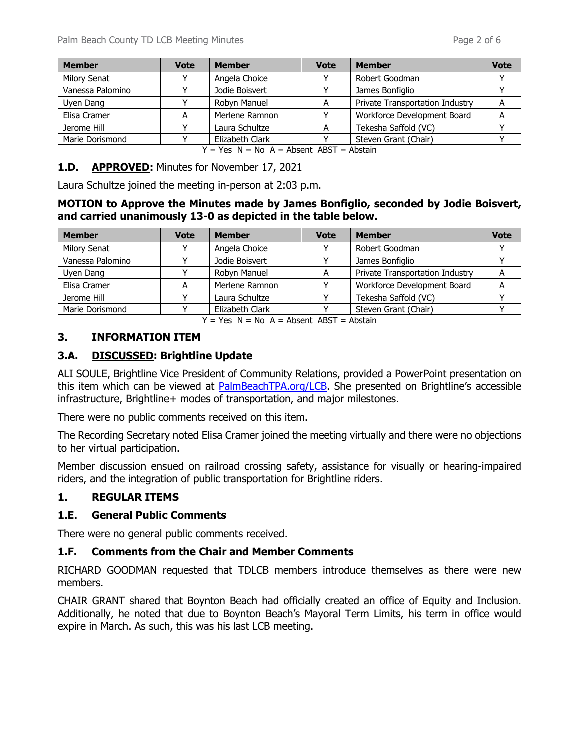| Member | Vote | Member | Vote | Member | Vote |
|---|---|---|---|---|---|
| Milory Senat | Y | Angela Choice | Y | Robert Goodman | Y |
| Vanessa Palomino | Y | Jodie Boisvert | Y | James Bonfiglio | Y |
| Uyen Dang | Y | Robyn Manuel | A | Private Transportation Industry | A |
| Elisa Cramer | A | Merlene Ramnon | Y | Workforce Development Board | A |
| Jerome Hill | Y | Laura Schultze | A | Tekesha Saffold (VC) | Y |
| Marie Dorismond | Y | Elizabeth Clark | Y | Steven Grant (Chair) | Y |

Y = Yes  N = No  A = Absent  ABST = Abstain

### 1.D. **APPROVED:** Minutes for November 17, 2021

Laura Schultze joined the meeting in-person at 2:03 p.m.

**MOTION to Approve the Minutes made by James Bonfiglio, seconded by Jodie Boisvert, and carried unanimously 13-0 as depicted in the table below.**

| Member | Vote | Member | Vote | Member | Vote |
|---|---|---|---|---|---|
| Milory Senat | Y | Angela Choice | Y | Robert Goodman | Y |
| Vanessa Palomino | Y | Jodie Boisvert | Y | James Bonfiglio | Y |
| Uyen Dang | Y | Robyn Manuel | A | Private Transportation Industry | A |
| Elisa Cramer | A | Merlene Ramnon | Y | Workforce Development Board | A |
| Jerome Hill | Y | Laura Schultze | Y | Tekesha Saffold (VC) | Y |
| Marie Dorismond | Y | Elizabeth Clark | Y | Steven Grant (Chair) | Y |

Y = Yes  N = No  A = Absent  ABST = Abstain

## 3. INFORMATION ITEM

### 3.A. **DISCUSSED**: Brightline Update

ALI SOULE, Brightline Vice President of Community Relations, provided a PowerPoint presentation on this item which can be viewed at PalmBeachTPA.org/LCB. She presented on Brightline's accessible infrastructure, Brightline+ modes of transportation, and major milestones.

There were no public comments received on this item.

The Recording Secretary noted Elisa Cramer joined the meeting virtually and there were no objections to her virtual participation.

Member discussion ensued on railroad crossing safety, assistance for visually or hearing-impaired riders, and the integration of public transportation for Brightline riders.

## 1. REGULAR ITEMS

### 1.E. General Public Comments

There were no general public comments received.

### 1.F. Comments from the Chair and Member Comments

RICHARD GOODMAN requested that TDLCB members introduce themselves as there were new members.

CHAIR GRANT shared that Boynton Beach had officially created an office of Equity and Inclusion. Additionally, he noted that due to Boynton Beach's Mayoral Term Limits, his term in office would expire in March. As such, this was his last LCB meeting.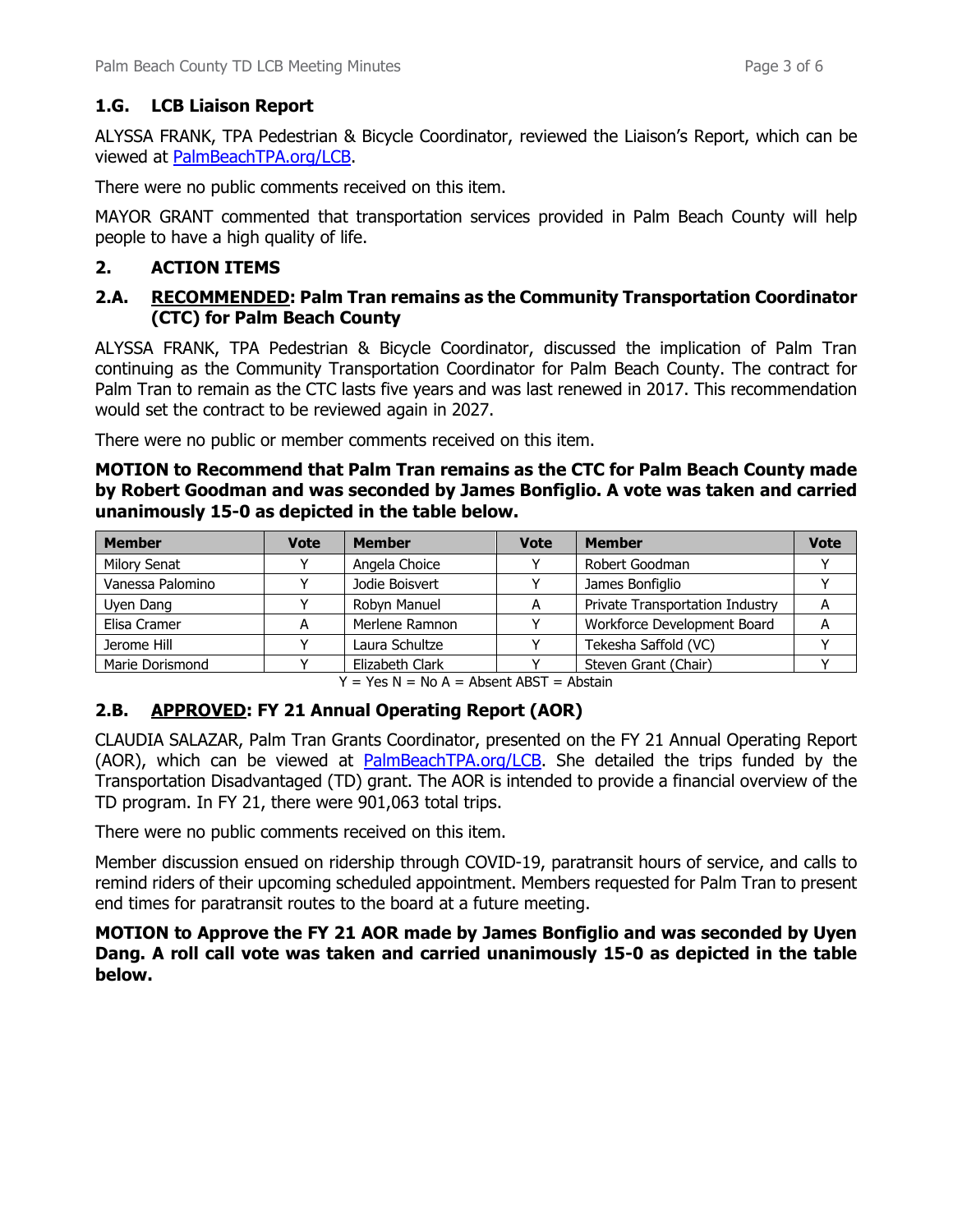### 1.G. LCB Liaison Report

ALYSSA FRANK, TPA Pedestrian & Bicycle Coordinator, reviewed the Liaison's Report, which can be viewed at PalmBeachTPA.org/LCB.

There were no public comments received on this item.

MAYOR GRANT commented that transportation services provided in Palm Beach County will help people to have a high quality of life.

## 2. ACTION ITEMS

### 2.A. RECOMMENDED: Palm Tran remains as the Community Transportation Coordinator (CTC) for Palm Beach County

ALYSSA FRANK, TPA Pedestrian & Bicycle Coordinator, discussed the implication of Palm Tran continuing as the Community Transportation Coordinator for Palm Beach County. The contract for Palm Tran to remain as the CTC lasts five years and was last renewed in 2017. This recommendation would set the contract to be reviewed again in 2027.

There were no public or member comments received on this item.

**MOTION to Recommend that Palm Tran remains as the CTC for Palm Beach County made by Robert Goodman and was seconded by James Bonfiglio. A vote was taken and carried unanimously 15-0 as depicted in the table below.**

| Member | Vote | Member | Vote | Member | Vote |
|---|---|---|---|---|---|
| Milory Senat | Y | Angela Choice | Y | Robert Goodman | Y |
| Vanessa Palomino | Y | Jodie Boisvert | Y | James Bonfiglio | Y |
| Uyen Dang | Y | Robyn Manuel | A | Private Transportation Industry | A |
| Elisa Cramer | A | Merlene Ramnon | Y | Workforce Development Board | A |
| Jerome Hill | Y | Laura Schultze | Y | Tekesha Saffold (VC) | Y |
| Marie Dorismond | Y | Elizabeth Clark | Y | Steven Grant (Chair) | Y |

Y = Yes N = No A = Absent ABST = Abstain

### 2.B. APPROVED: FY 21 Annual Operating Report (AOR)

CLAUDIA SALAZAR, Palm Tran Grants Coordinator, presented on the FY 21 Annual Operating Report (AOR), which can be viewed at PalmBeachTPA.org/LCB. She detailed the trips funded by the Transportation Disadvantaged (TD) grant. The AOR is intended to provide a financial overview of the TD program. In FY 21, there were 901,063 total trips.

There were no public comments received on this item.

Member discussion ensued on ridership through COVID-19, paratransit hours of service, and calls to remind riders of their upcoming scheduled appointment. Members requested for Palm Tran to present end times for paratransit routes to the board at a future meeting.

**MOTION to Approve the FY 21 AOR made by James Bonfiglio and was seconded by Uyen Dang. A roll call vote was taken and carried unanimously 15-0 as depicted in the table below.**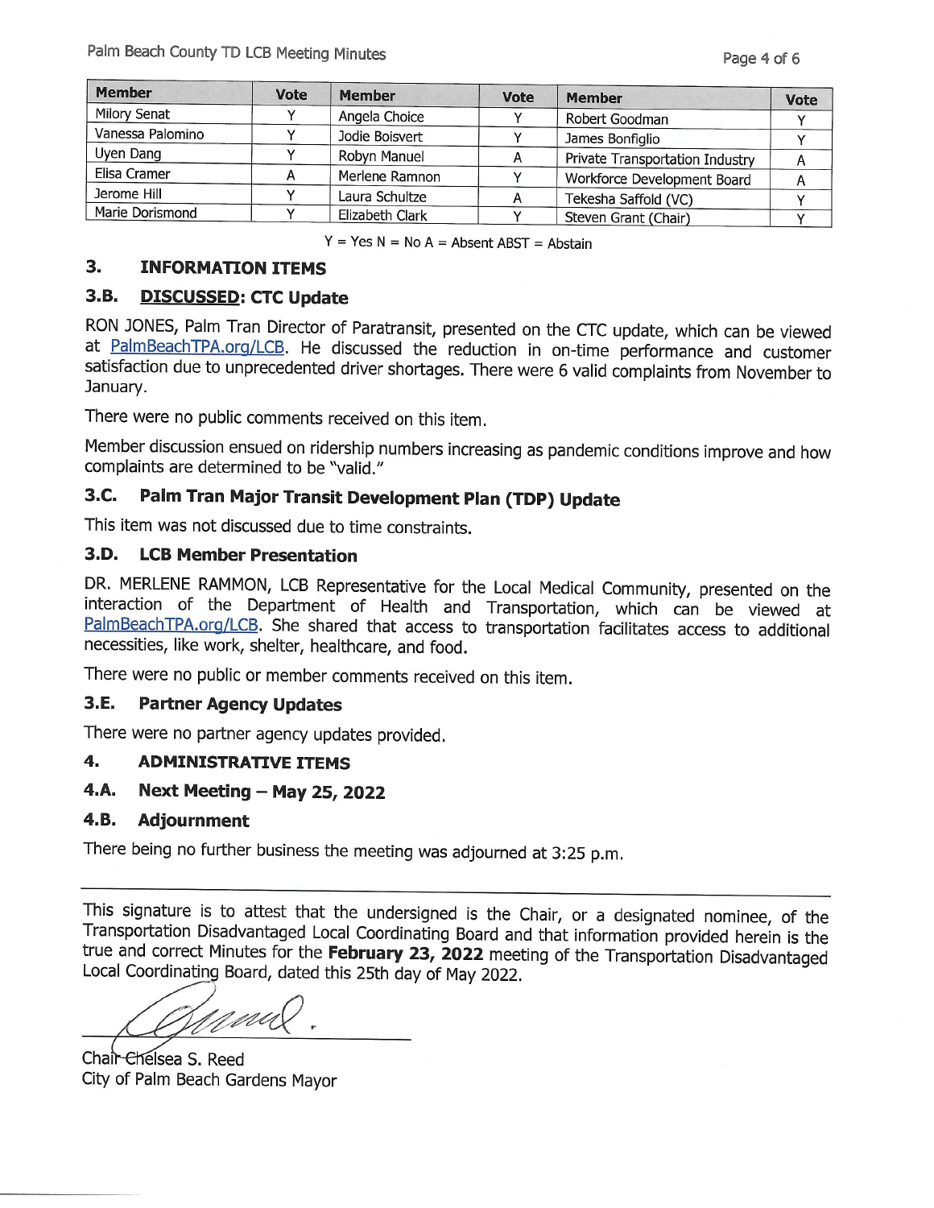| Member | Vote | Member | Vote | Member | Vote |
|---|---|---|---|---|---|
| Milory Senat | Y | Angela Choice | Y | Robert Goodman | Y |
| Vanessa Palomino | Y | Jodie Boisvert | Y | James Bonfiglio | Y |
| Uyen Dang | Y | Robyn Manuel | A | Private Transportation Industry | A |
| Elisa Cramer | A | Merlene Ramnon | Y | Workforce Development Board | A |
| Jerome Hill | Y | Laura Schultze | A | Tekesha Saffold (VC) | Y |
| Marie Dorismond | Y | Elizabeth Clark | Y | Steven Grant (Chair) | Y |

Y = Yes N = No A = Absent ABST = Abstain

## 3. INFORMATION ITEMS

### 3.B. DISCUSSED: CTC Update

RON JONES, Palm Tran Director of Paratransit, presented on the CTC update, which can be viewed at PalmBeachTPA.org/LCB. He discussed the reduction in on-time performance and customer satisfaction due to unprecedented driver shortages. There were 6 valid complaints from November to January.

There were no public comments received on this item.

Member discussion ensued on ridership numbers increasing as pandemic conditions improve and how complaints are determined to be "valid."

### 3.C. Palm Tran Major Transit Development Plan (TDP) Update

This item was not discussed due to time constraints.

### 3.D. LCB Member Presentation

DR. MERLENE RAMMON, LCB Representative for the Local Medical Community, presented on the interaction of the Department of Health and Transportation, which can be viewed at PalmBeachTPA.org/LCB. She shared that access to transportation facilitates access to additional necessities, like work, shelter, healthcare, and food.

There were no public or member comments received on this item.

### 3.E. Partner Agency Updates

There were no partner agency updates provided.

## 4. ADMINISTRATIVE ITEMS

### 4.A. Next Meeting – May 25, 2022

### 4.B. Adjournment

There being no further business the meeting was adjourned at 3:25 p.m.

---

This signature is to attest that the undersigned is the Chair, or a designated nominee, of the Transportation Disadvantaged Local Coordinating Board and that information provided herein is the true and correct Minutes for the **February 23, 2022** meeting of the Transportation Disadvantaged Local Coordinating Board, dated this 25th day of May 2022.

Chair Chelsea S. Reed
City of Palm Beach Gardens Mayor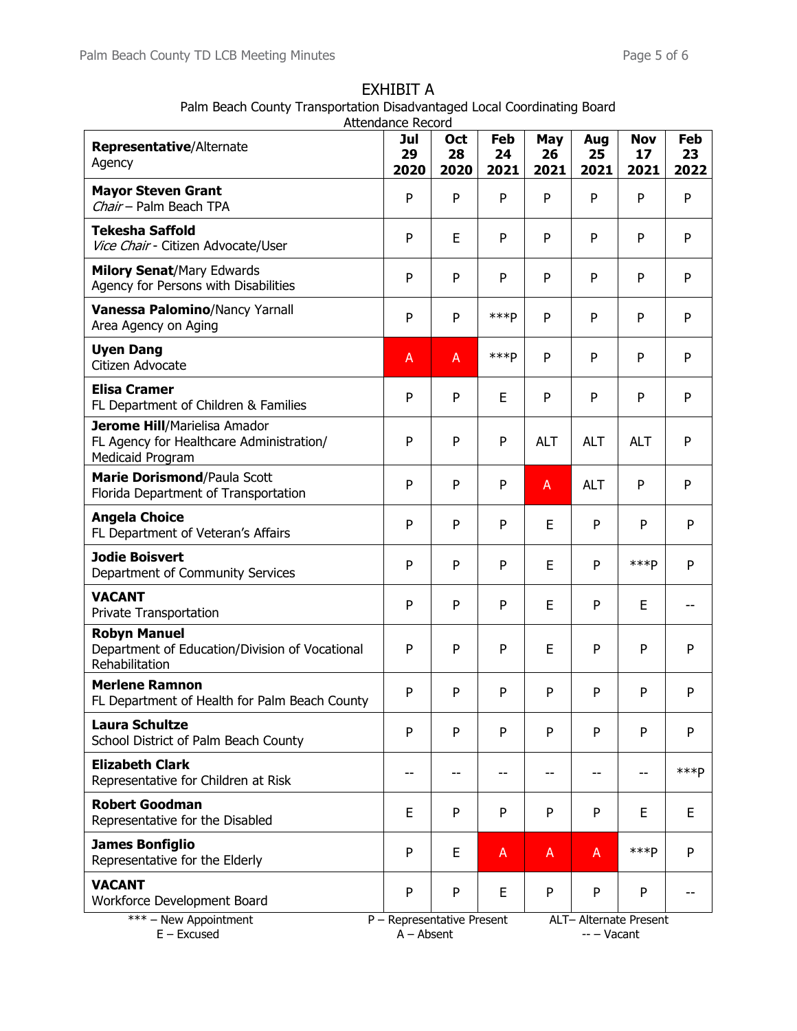# EXHIBIT A

Palm Beach County Transportation Disadvantaged Local Coordinating Board
Attendance Record

| **Representative**/Alternate<br>Agency | **Jul 29 2020** | **Oct 28 2020** | **Feb 24 2021** | **May 26 2021** | **Aug 25 2021** | **Nov 17 2021** | **Feb 23 2022** |
|---|---|---|---|---|---|---|---|
| **Mayor Steven Grant**<br>*Chair* – Palm Beach TPA | P | P | P | P | P | P | P |
| **Tekesha Saffold**<br>*Vice Chair* - Citizen Advocate/User | P | E | P | P | P | P | P |
| **Milory Senat**/Mary Edwards<br>Agency for Persons with Disabilities | P | P | P | P | P | P | P |
| **Vanessa Palomino**/Nancy Yarnall<br>Area Agency on Aging | P | P | ***P | P | P | P | P |
| **Uyen Dang**<br>Citizen Advocate | A | A | ***P | P | P | P | P |
| **Elisa Cramer**<br>FL Department of Children & Families | P | P | E | P | P | P | P |
| **Jerome Hill**/Marielisa Amador<br>FL Agency for Healthcare Administration/ Medicaid Program | P | P | P | ALT | ALT | ALT | P |
| **Marie Dorismond**/Paula Scott<br>Florida Department of Transportation | P | P | P | A | ALT | P | P |
| **Angela Choice**<br>FL Department of Veteran's Affairs | P | P | P | E | P | P | P |
| **Jodie Boisvert**<br>Department of Community Services | P | P | P | E | P | ***P | P |
| **VACANT**<br>Private Transportation | P | P | P | E | P | E | -- |
| **Robyn Manuel**<br>Department of Education/Division of Vocational Rehabilitation | P | P | P | E | P | P | P |
| **Merlene Ramnon**<br>FL Department of Health for Palm Beach County | P | P | P | P | P | P | P |
| **Laura Schultze**<br>School District of Palm Beach County | P | P | P | P | P | P | P |
| **Elizabeth Clark**<br>Representative for Children at Risk | -- | -- | -- | -- | -- | -- | ***P |
| **Robert Goodman**<br>Representative for the Disabled | E | P | P | P | P | E | E |
| **James Bonfiglio**<br>Representative for the Elderly | P | E | A | A | A | ***P | P |
| **VACANT**<br>Workforce Development Board | P | P | E | P | P | P | -- |

*** – New Appointment    P – Representative Present    ALT– Alternate Present
E – Excused    A – Absent    -- – Vacant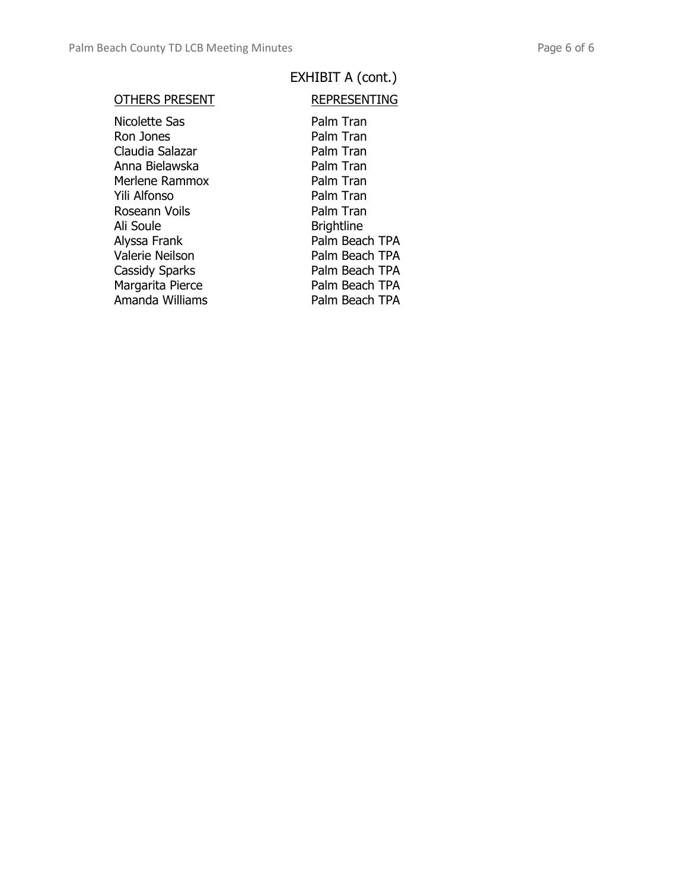EXHIBIT A (cont.)

| OTHERS PRESENT | REPRESENTING |
| --- | --- |
| Nicolette Sas | Palm Tran |
| Ron Jones | Palm Tran |
| Claudia Salazar | Palm Tran |
| Anna Bielawska | Palm Tran |
| Merlene Rammox | Palm Tran |
| Yili Alfonso | Palm Tran |
| Roseann Voils | Palm Tran |
| Ali Soule | Brightline |
| Alyssa Frank | Palm Beach TPA |
| Valerie Neilson | Palm Beach TPA |
| Cassidy Sparks | Palm Beach TPA |
| Margarita Pierce | Palm Beach TPA |
| Amanda Williams | Palm Beach TPA |